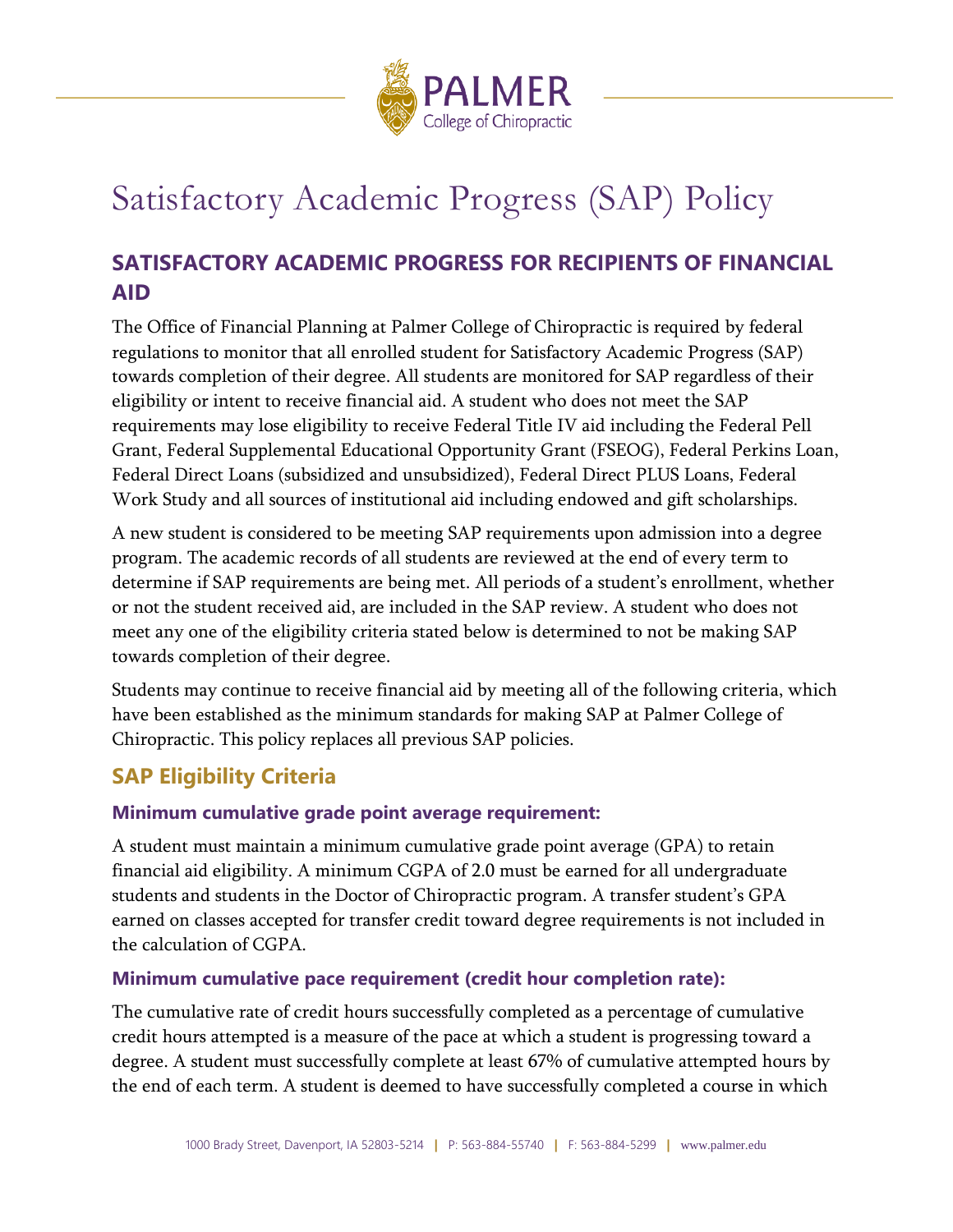# Satisfactory Academic Progress (SAP) Policy

## SATISFACTORY ACADEMIC PROGRESS FOR RECIPIENTS OF FINANCIAL AID

The Office of Financial Planning at Palmer College of Chiropractic is required by federal regulations to monitor that all enrolled student for Satisfactory Academic Progress (SAP) towards completion of their degree. All students are monitored for SAP regardless of their eligibility or intent to receive financial aid. A student who does not meet the SAP requirements may lose eligibility to receive Federal Title IV aid including the Federal Pell Grant, Federal Supplemental Educational Opportunity Grant (FSEOG), Federal Perkins Loan, Federal Direct Loans (subsidized and unsubsidized), Federal Direct PLUS Loans, Federal Work Study and all sources of institutional aid including endowed and gift scholarships.

A new student is considered to be meeting SAP requirements upon admission into a degree program. The academic records of all students are reviewed at the end of every term to determine if SAP requirements are being met. All periods of a student's enrollment, whether or not the student received aid, are included in the SAP review. A student who does not meet any one of the eligibility criteria stated below is determined to not be making SAP towards completion of their degree.

Students may continue to receive financial aid by meeting all of the following criteria, which have been established as the minimum standards for making SAP at Palmer College of Chiropractic. This policy replaces all previous SAP policies.

### SAP Eligibility Criteria

#### Minimum cumulative grade point average requirement:

A student must maintain a minimum cumulative grade point average (GPA) to retain financial aid eligibility. A minimum CGPA of 2.0 must be earned for all undergraduate students and students in the Doctor of Chiropractic program. A transfer student's GPA earned on classes accepted for transfer credit toward degree requirements is not included in the calculation of CGPA.

#### Minimum cumulative pace requirement (credit hour completion rate):

The cumulative rate of credit hours successfully completed as a percentage of cumulative credit hours attempted is a measure of the pace at which a student is progressing toward a degree. A student must successfully complete at least 67% of cumulative attempted hours by the end of each term. A student is deemed to have successfully completed a course in which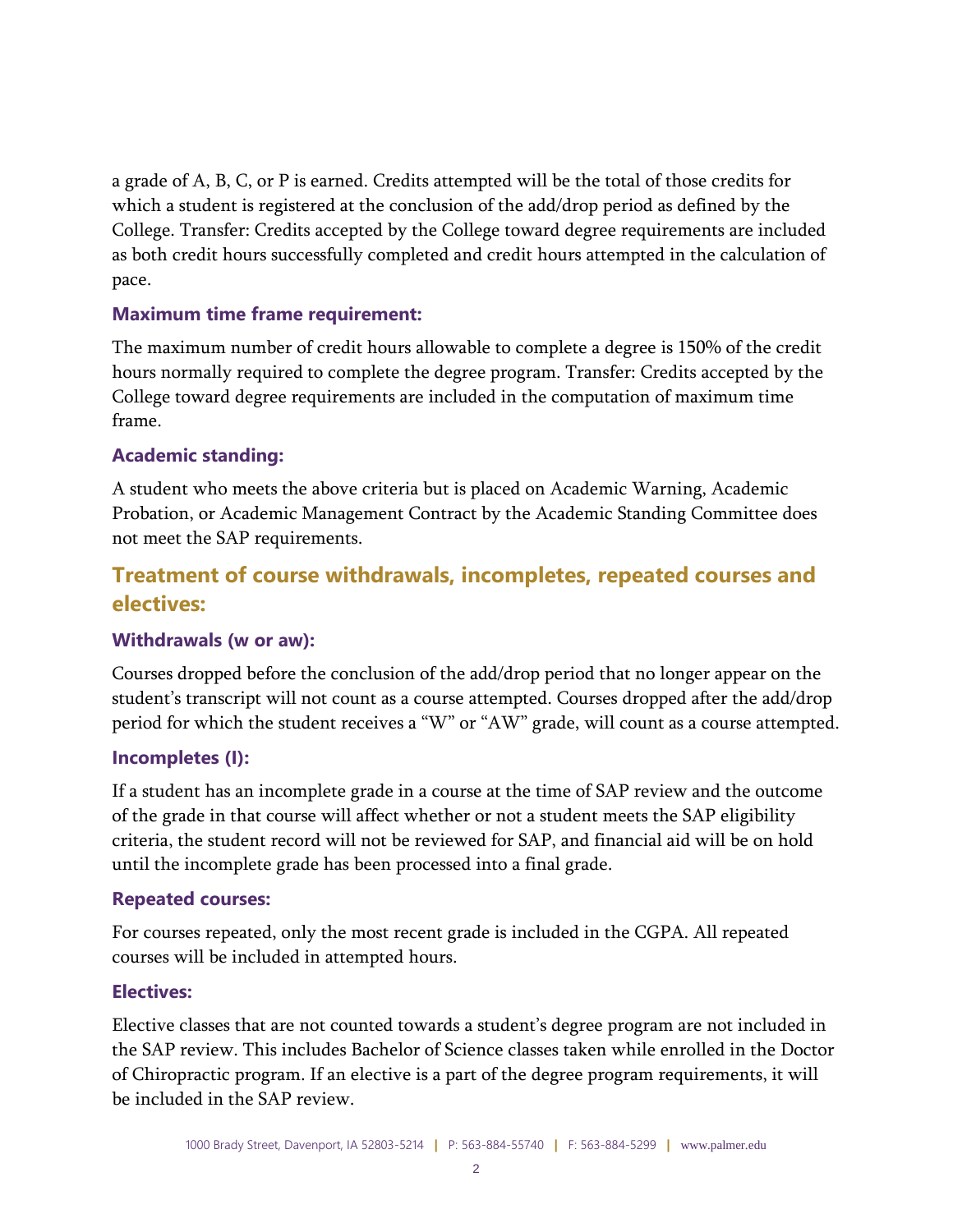a grade of A, B, C, or P is earned. Credits attempted will be the total of those credits for which a student is registered at the conclusion of the add/drop period as defined by the College. Transfer: Credits accepted by the College toward degree requirements are included as both credit hours successfully completed and credit hours attempted in the calculation of pace.

### Maximum time frame requirement:

The maximum number of credit hours allowable to complete a degree is 150% of the credit hours normally required to complete the degree program. Transfer: Credits accepted by the College toward degree requirements are included in the computation of maximum time frame.

### Academic standing:

A student who meets the above criteria but is placed on Academic Warning, Academic Probation, or Academic Management Contract by the Academic Standing Committee does not meet the SAP requirements.

## Treatment of course withdrawals, incompletes, repeated courses and electives:

### Withdrawals (w or aw):

Courses dropped before the conclusion of the add/drop period that no longer appear on the student's transcript will not count as a course attempted. Courses dropped after the add/drop period for which the student receives a "W" or "AW" grade, will count as a course attempted.

### Incompletes (I):

If a student has an incomplete grade in a course at the time of SAP review and the outcome of the grade in that course will affect whether or not a student meets the SAP eligibility criteria, the student record will not be reviewed for SAP, and financial aid will be on hold until the incomplete grade has been processed into a final grade.

### Repeated courses:

For courses repeated, only the most recent grade is included in the CGPA. All repeated courses will be included in attempted hours.

### Electives:

Elective classes that are not counted towards a student's degree program are not included in the SAP review. This includes Bachelor of Science classes taken while enrolled in the Doctor of Chiropractic program. If an elective is a part of the degree program requirements, it will be included in the SAP review.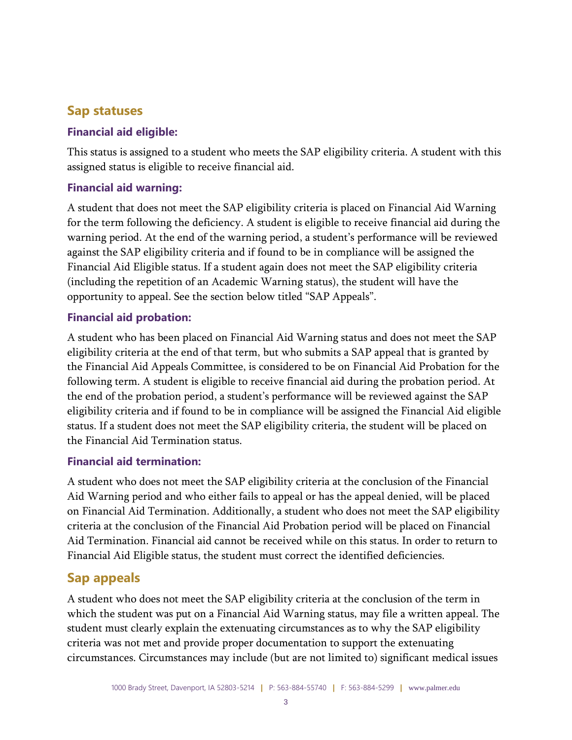## Sap statuses

### Financial aid eligible:

This status is assigned to a student who meets the SAP eligibility criteria. A student with this assigned status is eligible to receive financial aid.

### Financial aid warning:

A student that does not meet the SAP eligibility criteria is placed on Financial Aid Warning for the term following the deficiency. A student is eligible to receive financial aid during the warning period. At the end of the warning period, a student's performance will be reviewed against the SAP eligibility criteria and if found to be in compliance will be assigned the Financial Aid Eligible status. If a student again does not meet the SAP eligibility criteria (including the repetition of an Academic Warning status), the student will have the opportunity to appeal. See the section below titled "SAP Appeals".

### Financial aid probation:

A student who has been placed on Financial Aid Warning status and does not meet the SAP eligibility criteria at the end of that term, but who submits a SAP appeal that is granted by the Financial Aid Appeals Committee, is considered to be on Financial Aid Probation for the following term. A student is eligible to receive financial aid during the probation period. At the end of the probation period, a student's performance will be reviewed against the SAP eligibility criteria and if found to be in compliance will be assigned the Financial Aid eligible status. If a student does not meet the SAP eligibility criteria, the student will be placed on the Financial Aid Termination status.

### Financial aid termination:

A student who does not meet the SAP eligibility criteria at the conclusion of the Financial Aid Warning period and who either fails to appeal or has the appeal denied, will be placed on Financial Aid Termination. Additionally, a student who does not meet the SAP eligibility criteria at the conclusion of the Financial Aid Probation period will be placed on Financial Aid Termination. Financial aid cannot be received while on this status. In order to return to Financial Aid Eligible status, the student must correct the identified deficiencies.

## Sap appeals

A student who does not meet the SAP eligibility criteria at the conclusion of the term in which the student was put on a Financial Aid Warning status, may file a written appeal. The student must clearly explain the extenuating circumstances as to why the SAP eligibility criteria was not met and provide proper documentation to support the extenuating circumstances. Circumstances may include (but are not limited to) significant medical issues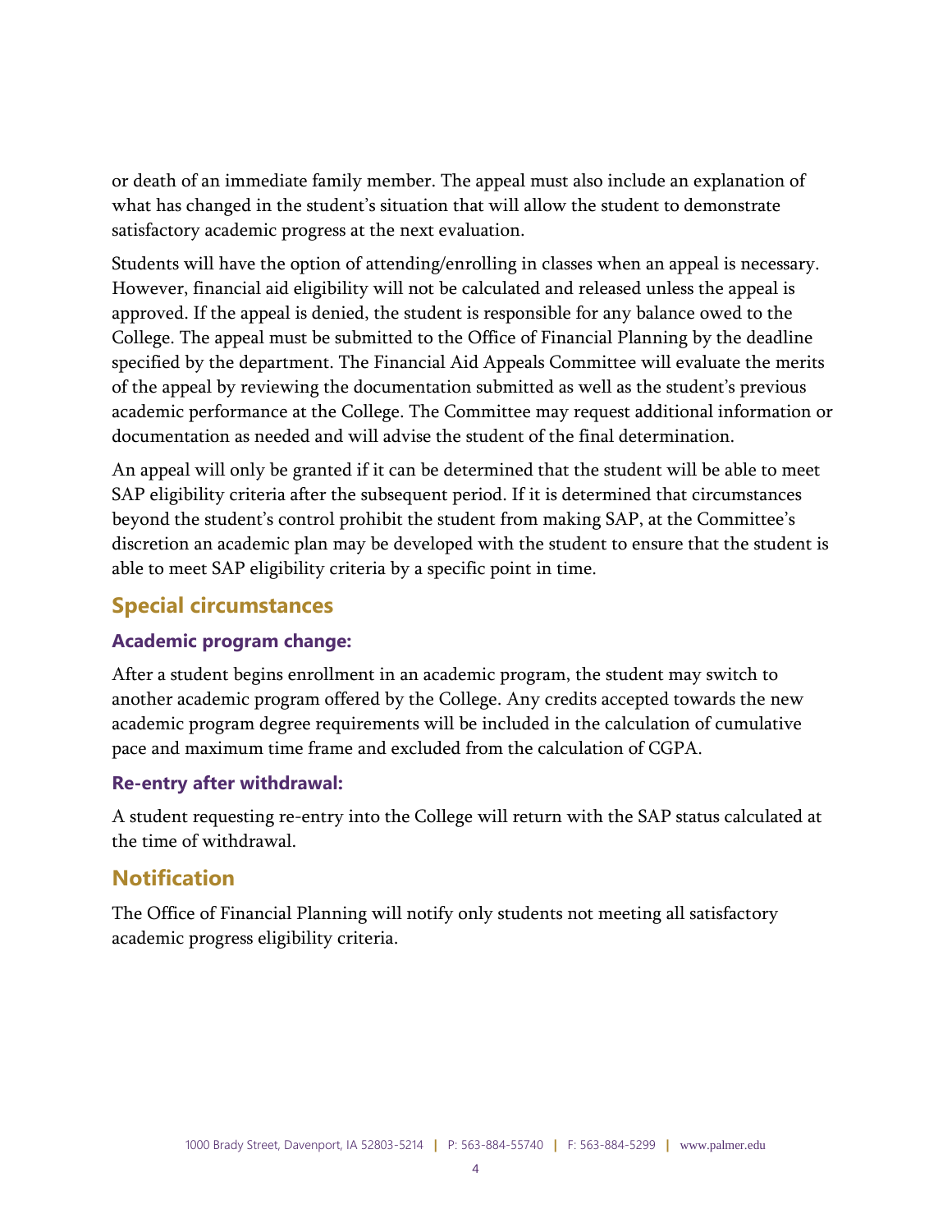or death of an immediate family member. The appeal must also include an explanation of what has changed in the student's situation that will allow the student to demonstrate satisfactory academic progress at the next evaluation.

Students will have the option of attending/enrolling in classes when an appeal is necessary. However, financial aid eligibility will not be calculated and released unless the appeal is approved. If the appeal is denied, the student is responsible for any balance owed to the College. The appeal must be submitted to the Office of Financial Planning by the deadline specified by the department. The Financial Aid Appeals Committee will evaluate the merits of the appeal by reviewing the documentation submitted as well as the student's previous academic performance at the College. The Committee may request additional information or documentation as needed and will advise the student of the final determination.

An appeal will only be granted if it can be determined that the student will be able to meet SAP eligibility criteria after the subsequent period. If it is determined that circumstances beyond the student's control prohibit the student from making SAP, at the Committee's discretion an academic plan may be developed with the student to ensure that the student is able to meet SAP eligibility criteria by a specific point in time.

## Special circumstances

### Academic program change:

After a student begins enrollment in an academic program, the student may switch to another academic program offered by the College. Any credits accepted towards the new academic program degree requirements will be included in the calculation of cumulative pace and maximum time frame and excluded from the calculation of CGPA.

### Re-entry after withdrawal:

A student requesting re-entry into the College will return with the SAP status calculated at the time of withdrawal.

## Notification

The Office of Financial Planning will notify only students not meeting all satisfactory academic progress eligibility criteria.